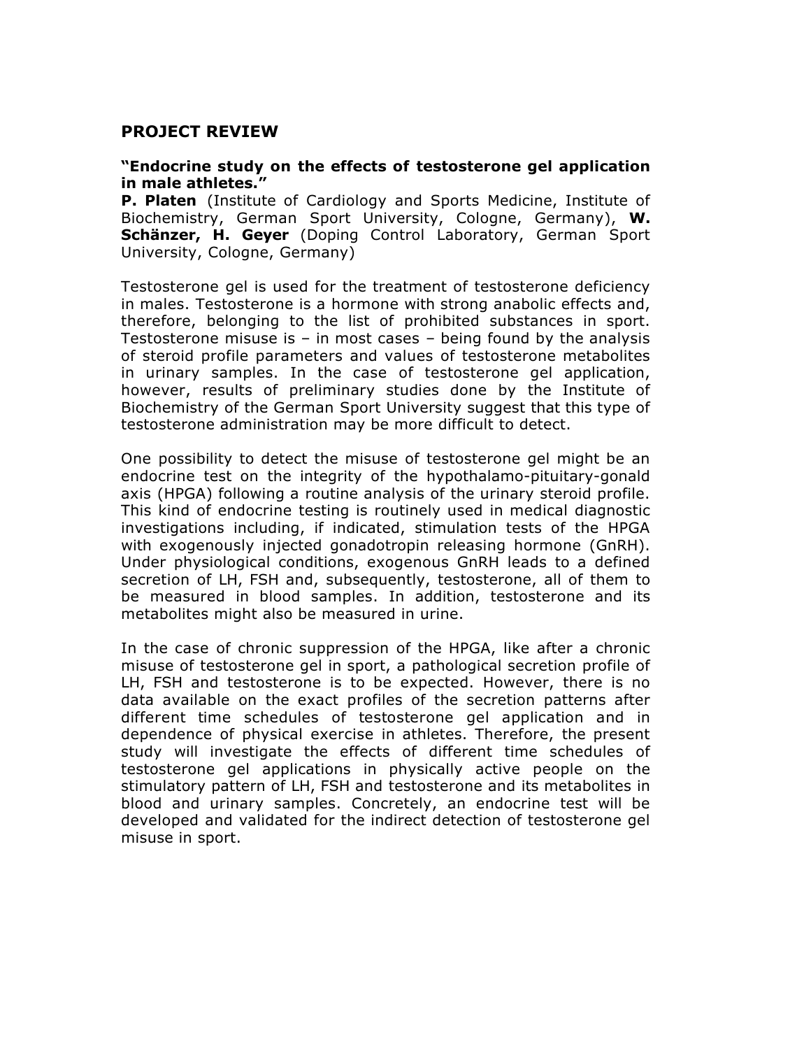## PROJECT REVIEW

### "Endocrine study on the effects of testosterone gel application in male athletes."

**P. Platen** (Institute of Cardiology and Sports Medicine, Institute of Biochemistry, German Sport University, Cologne, Germany), **W. Schänzer, H. Geyer** (Doping Control Laboratory, German Sport University, Cologne, Germany)

Testosterone gel is used for the treatment of testosterone deficiency in males. Testosterone is a hormone with strong anabolic effects and, therefore, belonging to the list of prohibited substances in sport. Testosterone misuse is – in most cases – being found by the analysis of steroid profile parameters and values of testosterone metabolites in urinary samples. In the case of testosterone gel application, however, results of preliminary studies done by the Institute of Biochemistry of the German Sport University suggest that this type of testosterone administration may be more difficult to detect.

One possibility to detect the misuse of testosterone gel might be an endocrine test on the integrity of the hypothalamo-pituitary-gonald axis (HPGA) following a routine analysis of the urinary steroid profile. This kind of endocrine testing is routinely used in medical diagnostic investigations including, if indicated, stimulation tests of the HPGA with exogenously injected gonadotropin releasing hormone (GnRH). Under physiological conditions, exogenous GnRH leads to a defined secretion of LH, FSH and, subsequently, testosterone, all of them to be measured in blood samples. In addition, testosterone and its metabolites might also be measured in urine.

In the case of chronic suppression of the HPGA, like after a chronic misuse of testosterone gel in sport, a pathological secretion profile of LH, FSH and testosterone is to be expected. However, there is no data available on the exact profiles of the secretion patterns after different time schedules of testosterone gel application and in dependence of physical exercise in athletes. Therefore, the present study will investigate the effects of different time schedules of testosterone gel applications in physically active people on the stimulatory pattern of LH, FSH and testosterone and its metabolites in blood and urinary samples. Concretely, an endocrine test will be developed and validated for the indirect detection of testosterone gel misuse in sport.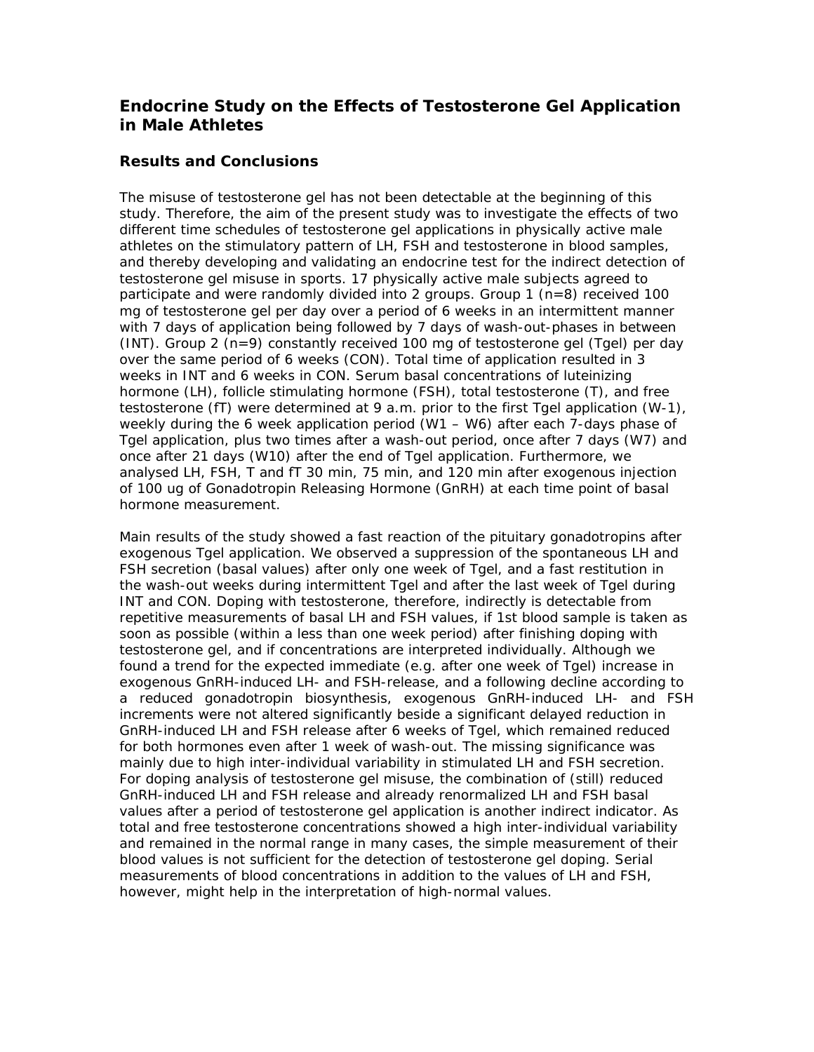## Endocrine Study on the Effects of Testosterone Gel Application in Male Athletes

### Results and Conclusions

The misuse of testosterone gel has not been detectable at the beginning of this study. Therefore, the aim of the present study was to investigate the effects of two different time schedules of testosterone gel applications in physically active male athletes on the stimulatory pattern of LH, FSH and testosterone in blood samples, and thereby developing and validating an endocrine test for the indirect detection of testosterone gel misuse in sports. 17 physically active male subjects agreed to participate and were randomly divided into 2 groups. Group 1 (n=8) received 100 mg of testosterone gel per day over a period of 6 weeks in an intermittent manner with 7 days of application being followed by 7 days of wash-out-phases in between (INT). Group 2 (n=9) constantly received 100 mg of testosterone gel (Tgel) per day over the same period of 6 weeks (CON). Total time of application resulted in 3 weeks in INT and 6 weeks in CON. Serum basal concentrations of luteinizing hormone (LH), follicle stimulating hormone (FSH), total testosterone (T), and free testosterone (fT) were determined at 9 a.m. prior to the first Tgel application (W-1), weekly during the 6 week application period (W1 – W6) after each 7-days phase of Tgel application, plus two times after a wash-out period, once after 7 days (W7) and once after 21 days (W10) after the end of Tgel application. Furthermore, we analysed LH, FSH, T and fT 30 min, 75 min, and 120 min after exogenous injection of 100 ug of Gonadotropin Releasing Hormone (GnRH) at each time point of basal hormone measurement.

Main results of the study showed a fast reaction of the pituitary gonadotropins after exogenous Tgel application. We observed a suppression of the spontaneous LH and FSH secretion (basal values) after only one week of Tgel, and a fast restitution in the wash-out weeks during intermittent Tgel and after the last week of Tgel during INT and CON. Doping with testosterone, therefore, indirectly is detectable from repetitive measurements of basal LH and FSH values, if 1st blood sample is taken as soon as possible (within a less than one week period) after finishing doping with testosterone gel, and if concentrations are interpreted individually. Although we found a trend for the expected immediate (e.g. after one week of Tgel) increase in exogenous GnRH-induced LH- and FSH-release, and a following decline according to a reduced gonadotropin biosynthesis, exogenous GnRH-induced LH- and FSH increments were not altered significantly beside a significant delayed reduction in GnRH-induced LH and FSH release after 6 weeks of Tgel, which remained reduced for both hormones even after 1 week of wash-out. The missing significance was mainly due to high inter-individual variability in stimulated LH and FSH secretion. For doping analysis of testosterone gel misuse, the combination of (still) reduced GnRH-induced LH and FSH release and already renormalized LH and FSH basal values after a period of testosterone gel application is another indirect indicator. As total and free testosterone concentrations showed a high inter-individual variability and remained in the normal range in many cases, the simple measurement of their blood values is not sufficient for the detection of testosterone gel doping. Serial measurements of blood concentrations in addition to the values of LH and FSH, however, might help in the interpretation of high-normal values.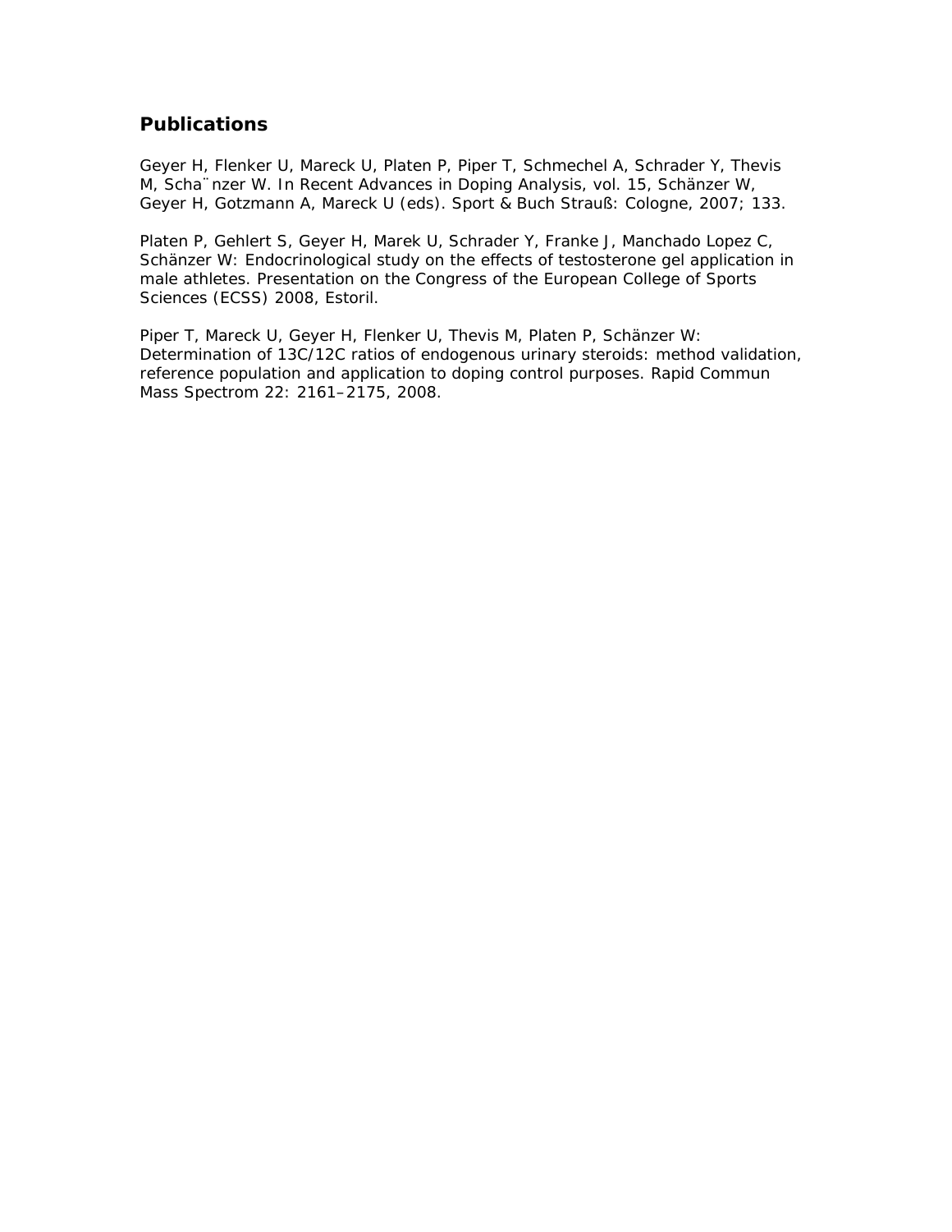## Publications

Geyer H, Flenker U, Mareck U, Platen P, Piper T, Schmechel A, Schrader Y, Thevis M, Scha¨nzer W. In Recent Advances in Doping Analysis, vol. 15, Schänzer W, Geyer H, Gotzmann A, Mareck U (eds). Sport & Buch Strauß: Cologne, 2007; 133.

Platen P, Gehlert S, Geyer H, Marek U, Schrader Y, Franke J, Manchado Lopez C, Schänzer W: Endocrinological study on the effects of testosterone gel application in male athletes. Presentation on the Congress of the European College of Sports Sciences (ECSS) 2008, Estoril.

Piper T, Mareck U, Geyer H, Flenker U, Thevis M, Platen P, Schänzer W: Determination of 13C/12C ratios of endogenous urinary steroids: method validation, reference population and application to doping control purposes. Rapid Commun Mass Spectrom 22: 2161–2175, 2008.